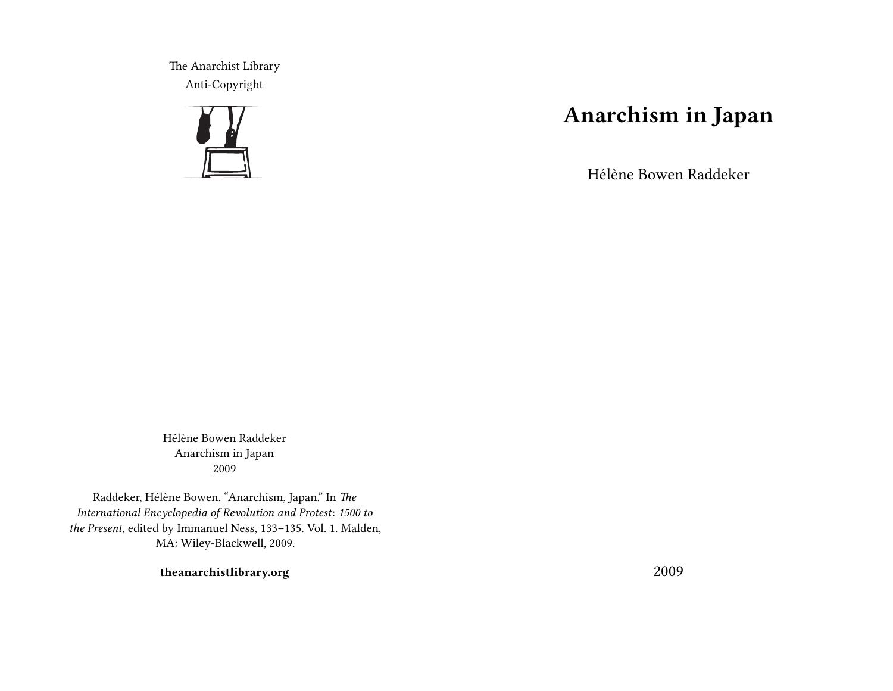# Anarchism in Japan

Hélène Bowen Raddeker

2009

The Anarchist Library
Anti-Copyright

Hélène Bowen Raddeker
Anarchism in Japan
2009

Raddeker, Hélène Bowen. "Anarchism, Japan." In *The International Encyclopedia of Revolution and Protest: 1500 to the Present*, edited by Immanuel Ness, 133–135. Vol. 1. Malden, MA: Wiley-Blackwell, 2009.

**theanarchistlibrary.org**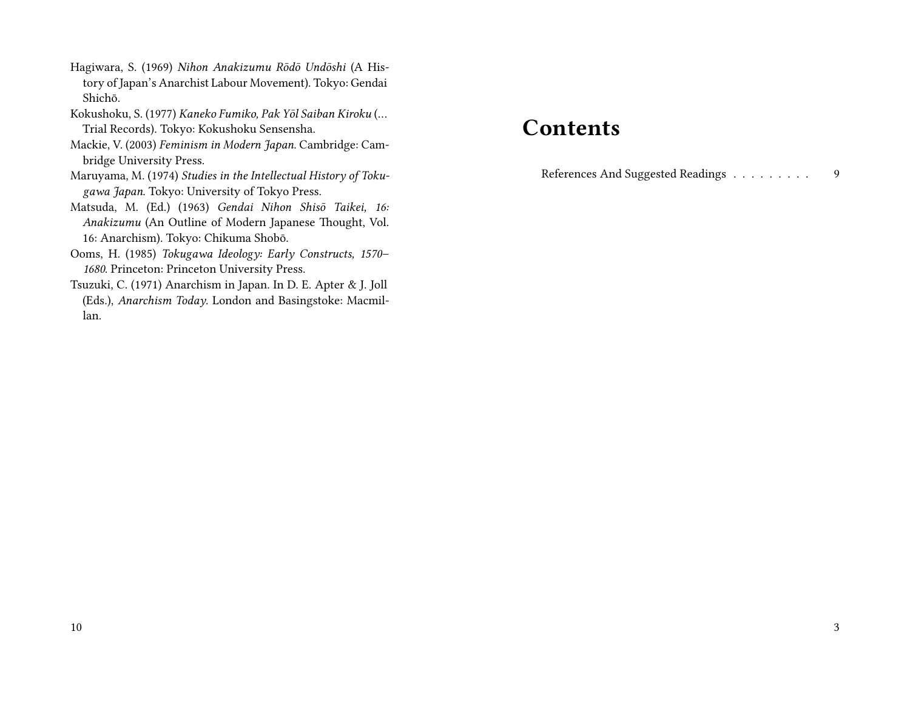Hagiwara, S. (1969) *Nihon Anakizumu Rōdō Undōshi* (A History of Japan's Anarchist Labour Movement). Tokyo: Gendai Shichō.

Kokushoku, S. (1977) *Kaneko Fumiko, Pak Yōl Saiban Kiroku* (… Trial Records). Tokyo: Kokushoku Sensensha.

Mackie, V. (2003) *Feminism in Modern Japan*. Cambridge: Cambridge University Press.

Maruyama, M. (1974) *Studies in the Intellectual History of Tokugawa Japan*. Tokyo: University of Tokyo Press.

Matsuda, M. (Ed.) (1963) *Gendai Nihon Shisō Taikei, 16: Anakizumu* (An Outline of Modern Japanese Thought, Vol. 16: Anarchism). Tokyo: Chikuma Shobō.

Ooms, H. (1985) *Tokugawa Ideology: Early Constructs, 1570–1680*. Princeton: Princeton University Press.

Tsuzuki, C. (1971) Anarchism in Japan. In D. E. Apter & J. Joll (Eds.), *Anarchism Today*. London and Basingstoke: Macmillan.

# Contents

References And Suggested Readings . . . . . . . . . 9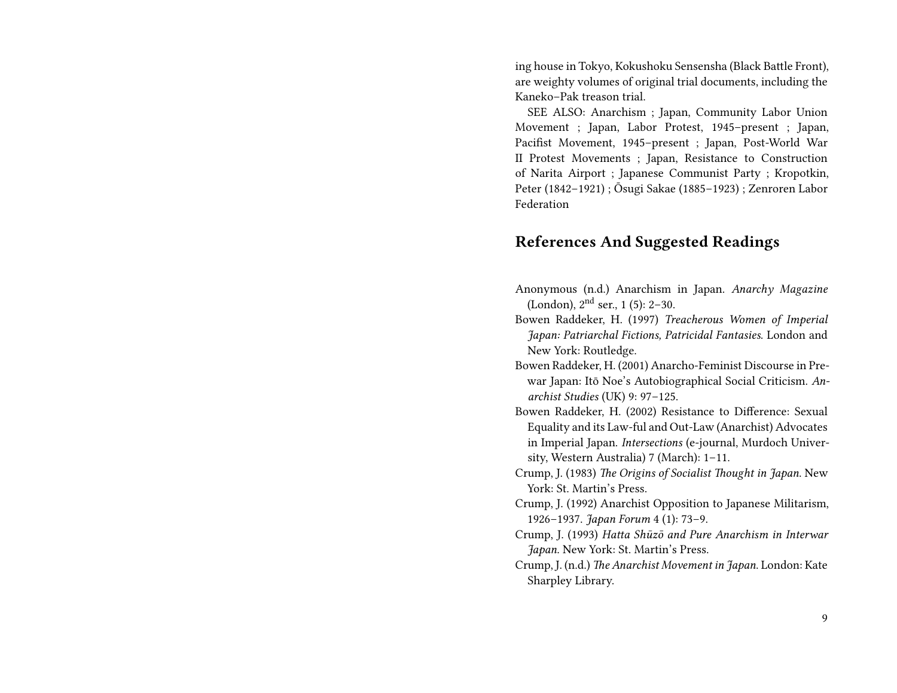ing house in Tokyo, Kokushoku Sensensha (Black Battle Front), are weighty volumes of original trial documents, including the Kaneko–Pak treason trial.

SEE ALSO: Anarchism ; Japan, Community Labor Union Movement ; Japan, Labor Protest, 1945–present ; Japan, Pacifist Movement, 1945–present ; Japan, Post-World War II Protest Movements ; Japan, Resistance to Construction of Narita Airport ; Japanese Communist Party ; Kropotkin, Peter (1842–1921) ; Ōsugi Sakae (1885–1923) ; Zenroren Labor Federation

## References And Suggested Readings

Anonymous (n.d.) Anarchism in Japan. *Anarchy Magazine* (London), 2nd ser., 1 (5): 2–30.

Bowen Raddeker, H. (1997) *Treacherous Women of Imperial Japan: Patriarchal Fictions, Patricidal Fantasies.* London and New York: Routledge.

Bowen Raddeker, H. (2001) Anarcho-Feminist Discourse in Pre-war Japan: Itō Noe's Autobiographical Social Criticism. *Anarchist Studies* (UK) 9: 97–125.

Bowen Raddeker, H. (2002) Resistance to Difference: Sexual Equality and its Law-ful and Out-Law (Anarchist) Advocates in Imperial Japan. *Intersections* (e-journal, Murdoch University, Western Australia) 7 (March): 1–11.

Crump, J. (1983) *The Origins of Socialist Thought in Japan.* New York: St. Martin's Press.

Crump, J. (1992) Anarchist Opposition to Japanese Militarism, 1926–1937. *Japan Forum* 4 (1): 73–9.

Crump, J. (1993) *Hatta Shūzō and Pure Anarchism in Interwar Japan.* New York: St. Martin's Press.

Crump, J. (n.d.) *The Anarchist Movement in Japan.* London: Kate Sharpley Library.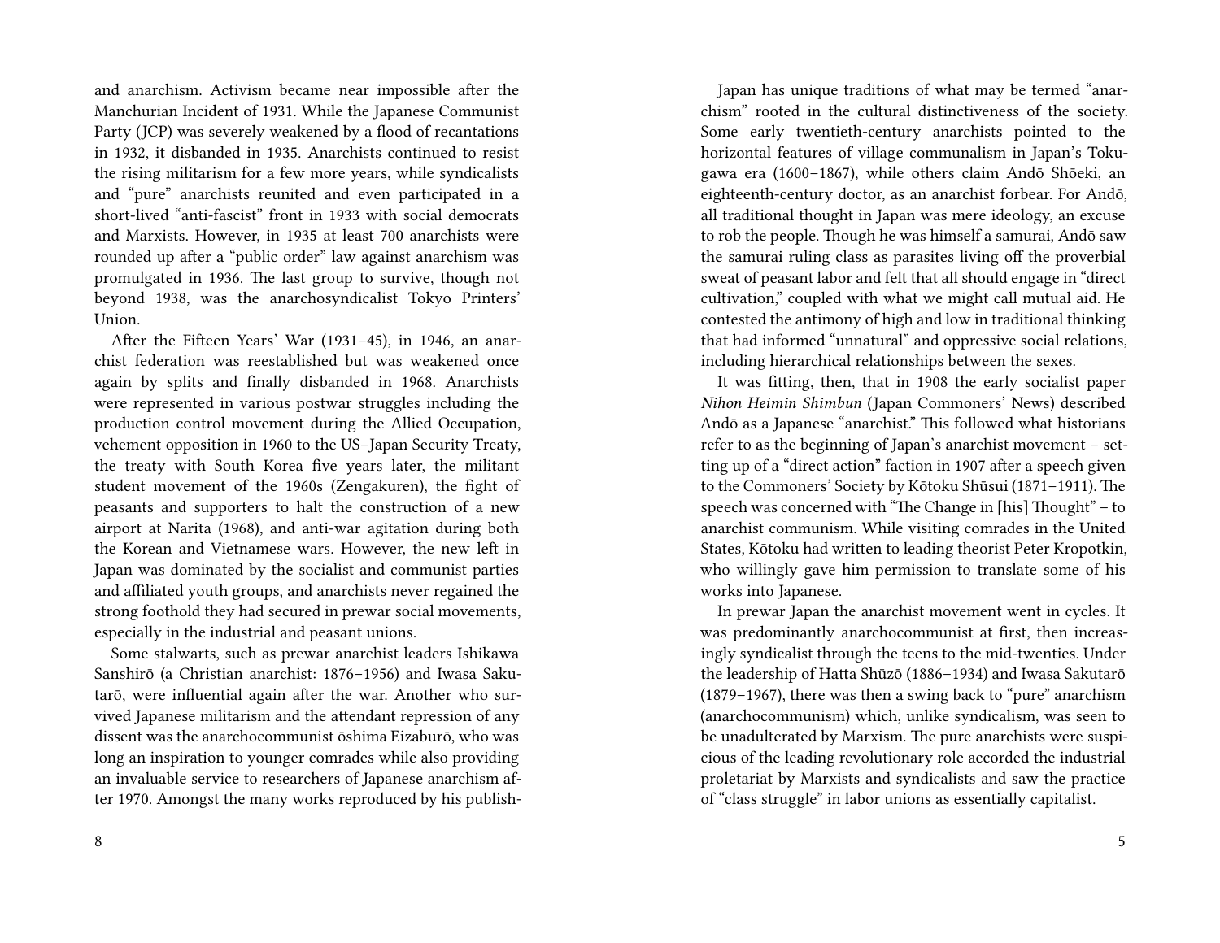and anarchism. Activism became near impossible after the Manchurian Incident of 1931. While the Japanese Communist Party (JCP) was severely weakened by a flood of recantations in 1932, it disbanded in 1935. Anarchists continued to resist the rising militarism for a few more years, while syndicalists and "pure" anarchists reunited and even participated in a short-lived "anti-fascist" front in 1933 with social democrats and Marxists. However, in 1935 at least 700 anarchists were rounded up after a "public order" law against anarchism was promulgated in 1936. The last group to survive, though not beyond 1938, was the anarchosyndicalist Tokyo Printers' Union.

After the Fifteen Years' War (1931–45), in 1946, an anarchist federation was reestablished but was weakened once again by splits and finally disbanded in 1968. Anarchists were represented in various postwar struggles including the production control movement during the Allied Occupation, vehement opposition in 1960 to the US–Japan Security Treaty, the treaty with South Korea five years later, the militant student movement of the 1960s (Zengakuren), the fight of peasants and supporters to halt the construction of a new airport at Narita (1968), and anti-war agitation during both the Korean and Vietnamese wars. However, the new left in Japan was dominated by the socialist and communist parties and affiliated youth groups, and anarchists never regained the strong foothold they had secured in prewar social movements, especially in the industrial and peasant unions.

Some stalwarts, such as prewar anarchist leaders Ishikawa Sanshirō (a Christian anarchist: 1876–1956) and Iwasa Sakutarō, were influential again after the war. Another who survived Japanese militarism and the attendant repression of any dissent was the anarchocommunist ōshima Eizaburō, who was long an inspiration to younger comrades while also providing an invaluable service to researchers of Japanese anarchism after 1970. Amongst the many works reproduced by his publish-

Japan has unique traditions of what may be termed "anarchism" rooted in the cultural distinctiveness of the society. Some early twentieth-century anarchists pointed to the horizontal features of village communalism in Japan's Tokugawa era (1600–1867), while others claim Andō Shōeki, an eighteenth-century doctor, as an anarchist forbear. For Andō, all traditional thought in Japan was mere ideology, an excuse to rob the people. Though he was himself a samurai, Andō saw the samurai ruling class as parasites living off the proverbial sweat of peasant labor and felt that all should engage in "direct cultivation," coupled with what we might call mutual aid. He contested the antimony of high and low in traditional thinking that had informed "unnatural" and oppressive social relations, including hierarchical relationships between the sexes.

It was fitting, then, that in 1908 the early socialist paper *Nihon Heimin Shimbun* (Japan Commoners' News) described Andō as a Japanese "anarchist." This followed what historians refer to as the beginning of Japan's anarchist movement – setting up of a "direct action" faction in 1907 after a speech given to the Commoners' Society by Kōtoku Shūsui (1871–1911). The speech was concerned with "The Change in [his] Thought" – to anarchist communism. While visiting comrades in the United States, Kōtoku had written to leading theorist Peter Kropotkin, who willingly gave him permission to translate some of his works into Japanese.

In prewar Japan the anarchist movement went in cycles. It was predominantly anarchocommunist at first, then increasingly syndicalist through the teens to the mid-twenties. Under the leadership of Hatta Shūzō (1886–1934) and Iwasa Sakutarō (1879–1967), there was then a swing back to "pure" anarchism (anarchocommunism) which, unlike syndicalism, was seen to be unadulterated by Marxism. The pure anarchists were suspicious of the leading revolutionary role accorded the industrial proletariat by Marxists and syndicalists and saw the practice of "class struggle" in labor unions as essentially capitalist.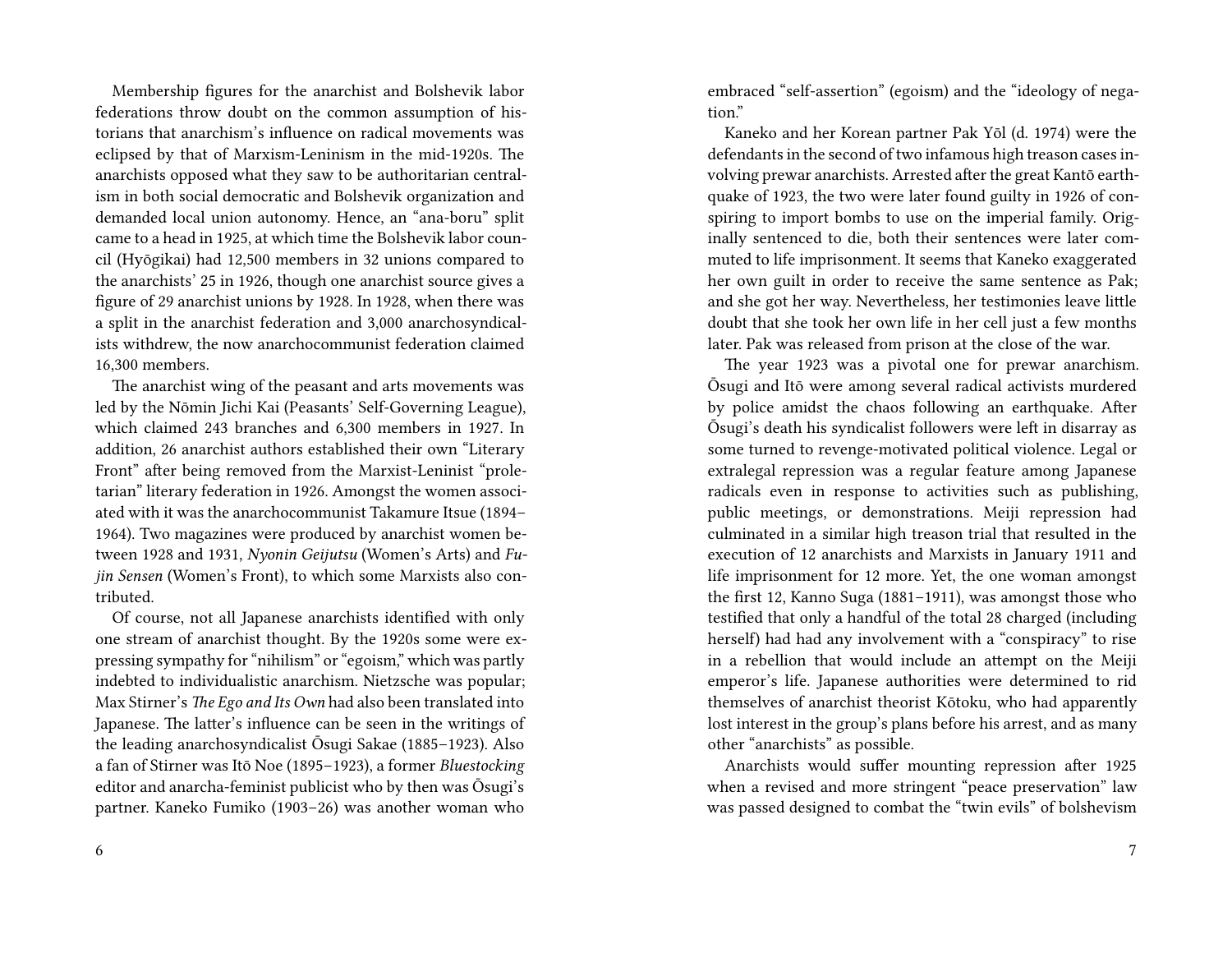Membership figures for the anarchist and Bolshevik labor federations throw doubt on the common assumption of historians that anarchism's influence on radical movements was eclipsed by that of Marxism-Leninism in the mid-1920s. The anarchists opposed what they saw to be authoritarian centralism in both social democratic and Bolshevik organization and demanded local union autonomy. Hence, an "ana-boru" split came to a head in 1925, at which time the Bolshevik labor council (Hyōgikai) had 12,500 members in 32 unions compared to the anarchists' 25 in 1926, though one anarchist source gives a figure of 29 anarchist unions by 1928. In 1928, when there was a split in the anarchist federation and 3,000 anarchosyndicalists withdrew, the now anarchocommunist federation claimed 16,300 members.

The anarchist wing of the peasant and arts movements was led by the Nōmin Jichi Kai (Peasants' Self-Governing League), which claimed 243 branches and 6,300 members in 1927. In addition, 26 anarchist authors established their own "Literary Front" after being removed from the Marxist-Leninist "proletarian" literary federation in 1926. Amongst the women associated with it was the anarchocommunist Takamure Itsue (1894–1964). Two magazines were produced by anarchist women between 1928 and 1931, *Nyonin Geijutsu* (Women's Arts) and *Fujin Sensen* (Women's Front), to which some Marxists also contributed.

Of course, not all Japanese anarchists identified with only one stream of anarchist thought. By the 1920s some were expressing sympathy for "nihilism" or "egoism," which was partly indebted to individualistic anarchism. Nietzsche was popular; Max Stirner's *The Ego and Its Own* had also been translated into Japanese. The latter's influence can be seen in the writings of the leading anarchosyndicalist Ōsugi Sakae (1885–1923). Also a fan of Stirner was Itō Noe (1895–1923), a former *Bluestocking* editor and anarcha-feminist publicist who by then was Ōsugi's partner. Kaneko Fumiko (1903–26) was another woman who embraced "self-assertion" (egoism) and the "ideology of negation."

Kaneko and her Korean partner Pak Yŏl (d. 1974) were the defendants in the second of two infamous high treason cases involving prewar anarchists. Arrested after the great Kantō earthquake of 1923, the two were later found guilty in 1926 of conspiring to import bombs to use on the imperial family. Originally sentenced to die, both their sentences were later commuted to life imprisonment. It seems that Kaneko exaggerated her own guilt in order to receive the same sentence as Pak; and she got her way. Nevertheless, her testimonies leave little doubt that she took her own life in her cell just a few months later. Pak was released from prison at the close of the war.

The year 1923 was a pivotal one for prewar anarchism. Ōsugi and Itō were among several radical activists murdered by police amidst the chaos following an earthquake. After Ōsugi's death his syndicalist followers were left in disarray as some turned to revenge-motivated political violence. Legal or extralegal repression was a regular feature among Japanese radicals even in response to activities such as publishing, public meetings, or demonstrations. Meiji repression had culminated in a similar high treason trial that resulted in the execution of 12 anarchists and Marxists in January 1911 and life imprisonment for 12 more. Yet, the one woman amongst the first 12, Kanno Suga (1881–1911), was amongst those who testified that only a handful of the total 28 charged (including herself) had had any involvement with a "conspiracy" to rise in a rebellion that would include an attempt on the Meiji emperor's life. Japanese authorities were determined to rid themselves of anarchist theorist Kōtoku, who had apparently lost interest in the group's plans before his arrest, and as many other "anarchists" as possible.

Anarchists would suffer mounting repression after 1925 when a revised and more stringent "peace preservation" law was passed designed to combat the "twin evils" of bolshevism